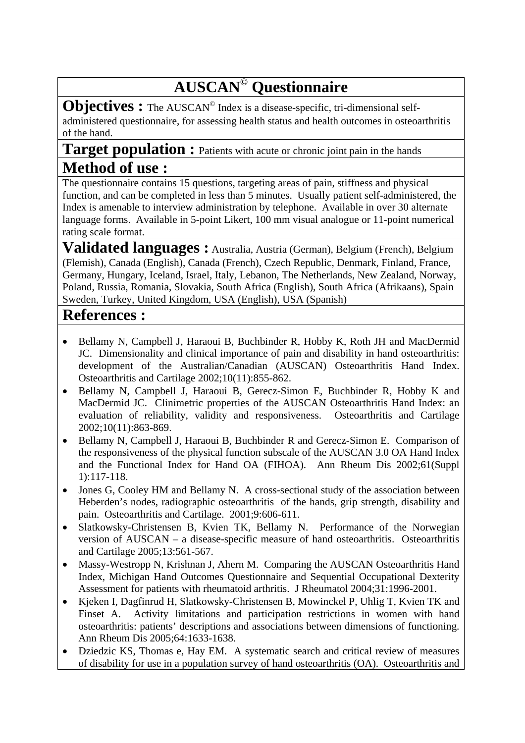# AUSCAN© Questionnaire

**Objectives :** The AUSCAN© Index is a disease-specific, tri-dimensional self-administered questionnaire, for assessing health status and health outcomes in osteoarthritis of the hand.

**Target population :** Patients with acute or chronic joint pain in the hands

## Method of use :

The questionnaire contains 15 questions, targeting areas of pain, stiffness and physical function, and can be completed in less than 5 minutes. Usually patient self-administered, the Index is amenable to interview administration by telephone. Available in over 30 alternate language forms. Available in 5-point Likert, 100 mm visual analogue or 11-point numerical rating scale format.

**Validated languages :** Australia, Austria (German), Belgium (French), Belgium (Flemish), Canada (English), Canada (French), Czech Republic, Denmark, Finland, France, Germany, Hungary, Iceland, Israel, Italy, Lebanon, The Netherlands, New Zealand, Norway, Poland, Russia, Romania, Slovakia, South Africa (English), South Africa (Afrikaans), Spain Sweden, Turkey, United Kingdom, USA (English), USA (Spanish)

## References :

- Bellamy N, Campbell J, Haraoui B, Buchbinder R, Hobby K, Roth JH and MacDermid JC. Dimensionality and clinical importance of pain and disability in hand osteoarthritis: development of the Australian/Canadian (AUSCAN) Osteoarthritis Hand Index. Osteoarthritis and Cartilage 2002;10(11):855-862.
- Bellamy N, Campbell J, Haraoui B, Gerecz-Simon E, Buchbinder R, Hobby K and MacDermid JC. Clinimetric properties of the AUSCAN Osteoarthritis Hand Index: an evaluation of reliability, validity and responsiveness. Osteoarthritis and Cartilage 2002;10(11):863-869.
- Bellamy N, Campbell J, Haraoui B, Buchbinder R and Gerecz-Simon E. Comparison of the responsiveness of the physical function subscale of the AUSCAN 3.0 OA Hand Index and the Functional Index for Hand OA (FIHOA). Ann Rheum Dis 2002;61(Suppl 1):117-118.
- Jones G, Cooley HM and Bellamy N. A cross-sectional study of the association between Heberden's nodes, radiographic osteoarthritis of the hands, grip strength, disability and pain. Osteoarthritis and Cartilage. 2001;9:606-611.
- Slatkowsky-Christensen B, Kvien TK, Bellamy N. Performance of the Norwegian version of AUSCAN – a disease-specific measure of hand osteoarthritis. Osteoarthritis and Cartilage 2005;13:561-567.
- Massy-Westropp N, Krishnan J, Ahern M. Comparing the AUSCAN Osteoarthritis Hand Index, Michigan Hand Outcomes Questionnaire and Sequential Occupational Dexterity Assessment for patients with rheumatoid arthritis. J Rheumatol 2004;31:1996-2001.
- Kjeken I, Dagfinrud H, Slatkowsky-Christensen B, Mowinckel P, Uhlig T, Kvien TK and Finset A. Activity limitations and participation restrictions in women with hand osteoarthritis: patients' descriptions and associations between dimensions of functioning. Ann Rheum Dis 2005;64:1633-1638.
- Dziedzic KS, Thomas e, Hay EM. A systematic search and critical review of measures of disability for use in a population survey of hand osteoarthritis (OA). Osteoarthritis and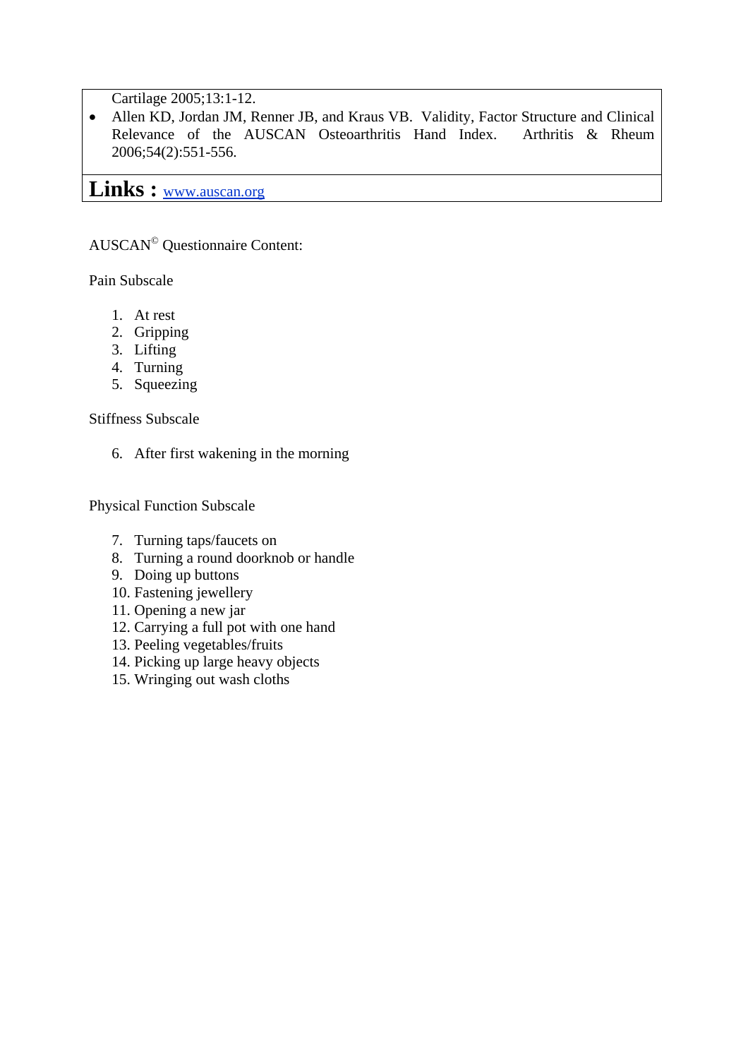Cartilage 2005;13:1-12.

- Allen KD, Jordan JM, Renner JB, and Kraus VB. Validity, Factor Structure and Clinical Relevance of the AUSCAN Osteoarthritis Hand Index. Arthritis & Rheum 2006;54(2):551-556.

**Links :** www.auscan.org

AUSCAN© Questionnaire Content:

Pain Subscale

1. At rest
2. Gripping
3. Lifting
4. Turning
5. Squeezing

Stiffness Subscale

6. After first wakening in the morning

Physical Function Subscale

7. Turning taps/faucets on
8. Turning a round doorknob or handle
9. Doing up buttons
10. Fastening jewellery
11. Opening a new jar
12. Carrying a full pot with one hand
13. Peeling vegetables/fruits
14. Picking up large heavy objects
15. Wringing out wash cloths